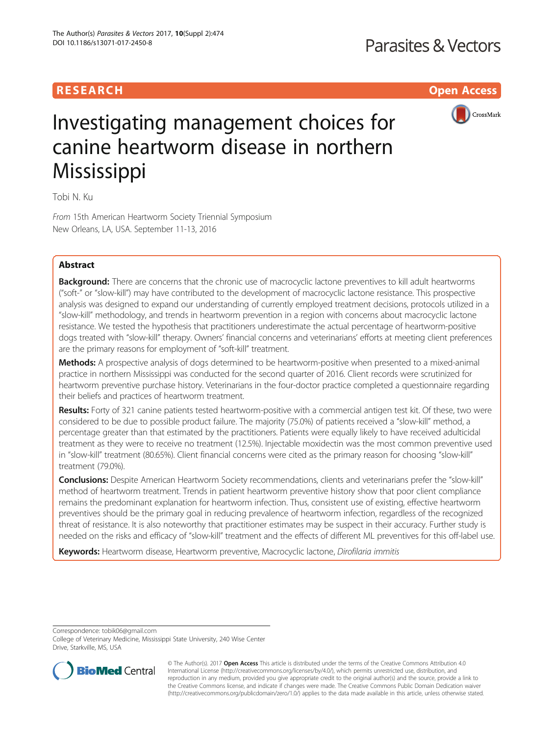# Investigating management choices for canine heartworm disease in northern Mississippi

Tobi N. Ku

*From* 15th American Heartworm Society Triennial Symposium
New Orleans, LA, USA. September 11-13, 2016

## Abstract

**Background:** There are concerns that the chronic use of macrocyclic lactone preventives to kill adult heartworms ("soft-" or "slow-kill") may have contributed to the development of macrocyclic lactone resistance. This prospective analysis was designed to expand our understanding of currently employed treatment decisions, protocols utilized in a "slow-kill" methodology, and trends in heartworm prevention in a region with concerns about macrocyclic lactone resistance. We tested the hypothesis that practitioners underestimate the actual percentage of heartworm-positive dogs treated with "slow-kill" therapy. Owners' financial concerns and veterinarians' efforts at meeting client preferences are the primary reasons for employment of "soft-kill" treatment.

**Methods:** A prospective analysis of dogs determined to be heartworm-positive when presented to a mixed-animal practice in northern Mississippi was conducted for the second quarter of 2016. Client records were scrutinized for heartworm preventive purchase history. Veterinarians in the four-doctor practice completed a questionnaire regarding their beliefs and practices of heartworm treatment.

**Results:** Forty of 321 canine patients tested heartworm-positive with a commercial antigen test kit. Of these, two were considered to be due to possible product failure. The majority (75.0%) of patients received a "slow-kill" method, a percentage greater than that estimated by the practitioners. Patients were equally likely to have received adulticidal treatment as they were to receive no treatment (12.5%). Injectable moxidectin was the most common preventive used in "slow-kill" treatment (80.65%). Client financial concerns were cited as the primary reason for choosing "slow-kill" treatment (79.0%).

**Conclusions:** Despite American Heartworm Society recommendations, clients and veterinarians prefer the "slow-kill" method of heartworm treatment. Trends in patient heartworm preventive history show that poor client compliance remains the predominant explanation for heartworm infection. Thus, consistent use of existing, effective heartworm preventives should be the primary goal in reducing prevalence of heartworm infection, regardless of the recognized threat of resistance. It is also noteworthy that practitioner estimates may be suspect in their accuracy. Further study is needed on the risks and efficacy of "slow-kill" treatment and the effects of different ML preventives for this off-label use.

**Keywords:** Heartworm disease, Heartworm preventive, Macrocyclic lactone, *Dirofilaria immitis*

Correspondence: tobik06@gmail.com
College of Veterinary Medicine, Mississippi State University, 240 Wise Center Drive, Starkville, MS, USA

© The Author(s). 2017 **Open Access** This article is distributed under the terms of the Creative Commons Attribution 4.0 International License (http://creativecommons.org/licenses/by/4.0/), which permits unrestricted use, distribution, and reproduction in any medium, provided you give appropriate credit to the original author(s) and the source, provide a link to the Creative Commons license, and indicate if changes were made. The Creative Commons Public Domain Dedication waiver (http://creativecommons.org/publicdomain/zero/1.0/) applies to the data made available in this article, unless otherwise stated.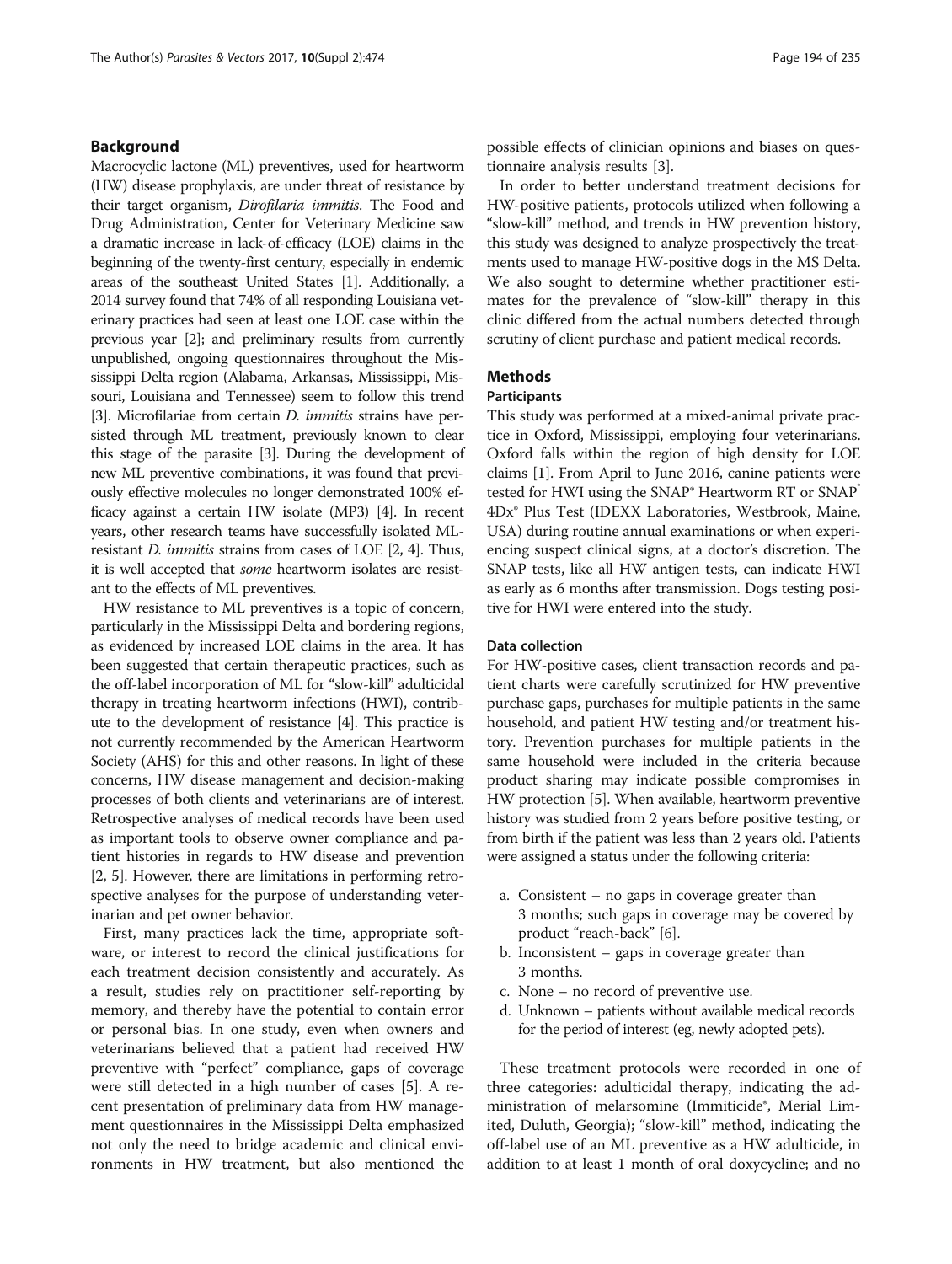## Background

Macrocyclic lactone (ML) preventives, used for heartworm (HW) disease prophylaxis, are under threat of resistance by their target organism, *Dirofilaria immitis*. The Food and Drug Administration, Center for Veterinary Medicine saw a dramatic increase in lack-of-efficacy (LOE) claims in the beginning of the twenty-first century, especially in endemic areas of the southeast United States [1]. Additionally, a 2014 survey found that 74% of all responding Louisiana veterinary practices had seen at least one LOE case within the previous year [2]; and preliminary results from currently unpublished, ongoing questionnaires throughout the Mississippi Delta region (Alabama, Arkansas, Mississippi, Missouri, Louisiana and Tennessee) seem to follow this trend [3]. Microfilariae from certain *D. immitis* strains have persisted through ML treatment, previously known to clear this stage of the parasite [3]. During the development of new ML preventive combinations, it was found that previously effective molecules no longer demonstrated 100% efficacy against a certain HW isolate (MP3) [4]. In recent years, other research teams have successfully isolated ML-resistant *D. immitis* strains from cases of LOE [2, 4]. Thus, it is well accepted that *some* heartworm isolates are resistant to the effects of ML preventives.

HW resistance to ML preventives is a topic of concern, particularly in the Mississippi Delta and bordering regions, as evidenced by increased LOE claims in the area. It has been suggested that certain therapeutic practices, such as the off-label incorporation of ML for "slow-kill" adulticidal therapy in treating heartworm infections (HWI), contribute to the development of resistance [4]. This practice is not currently recommended by the American Heartworm Society (AHS) for this and other reasons. In light of these concerns, HW disease management and decision-making processes of both clients and veterinarians are of interest. Retrospective analyses of medical records have been used as important tools to observe owner compliance and patient histories in regards to HW disease and prevention [2, 5]. However, there are limitations in performing retrospective analyses for the purpose of understanding veterinarian and pet owner behavior.

First, many practices lack the time, appropriate software, or interest to record the clinical justifications for each treatment decision consistently and accurately. As a result, studies rely on practitioner self-reporting by memory, and thereby have the potential to contain error or personal bias. In one study, even when owners and veterinarians believed that a patient had received HW preventive with "perfect" compliance, gaps of coverage were still detected in a high number of cases [5]. A recent presentation of preliminary data from HW management questionnaires in the Mississippi Delta emphasized not only the need to bridge academic and clinical environments in HW treatment, but also mentioned the possible effects of clinician opinions and biases on questionnaire analysis results [3].

In order to better understand treatment decisions for HW-positive patients, protocols utilized when following a "slow-kill" method, and trends in HW prevention history, this study was designed to analyze prospectively the treatments used to manage HW-positive dogs in the MS Delta. We also sought to determine whether practitioner estimates for the prevalence of "slow-kill" therapy in this clinic differed from the actual numbers detected through scrutiny of client purchase and patient medical records.

## Methods

### Participants

This study was performed at a mixed-animal private practice in Oxford, Mississippi, employing four veterinarians. Oxford falls within the region of high density for LOE claims [1]. From April to June 2016, canine patients were tested for HWI using the SNAP® Heartworm RT or SNAP® 4Dx® Plus Test (IDEXX Laboratories, Westbrook, Maine, USA) during routine annual examinations or when experiencing suspect clinical signs, at a doctor's discretion. The SNAP tests, like all HW antigen tests, can indicate HWI as early as 6 months after transmission. Dogs testing positive for HWI were entered into the study.

### Data collection

For HW-positive cases, client transaction records and patient charts were carefully scrutinized for HW preventive purchase gaps, purchases for multiple patients in the same household, and patient HW testing and/or treatment history. Prevention purchases for multiple patients in the same household were included in the criteria because product sharing may indicate possible compromises in HW protection [5]. When available, heartworm preventive history was studied from 2 years before positive testing, or from birth if the patient was less than 2 years old. Patients were assigned a status under the following criteria:

a. Consistent – no gaps in coverage greater than 3 months; such gaps in coverage may be covered by product "reach-back" [6].
b. Inconsistent – gaps in coverage greater than 3 months.
c. None – no record of preventive use.
d. Unknown – patients without available medical records for the period of interest (eg, newly adopted pets).

These treatment protocols were recorded in one of three categories: adulticidal therapy, indicating the administration of melarsomine (Immiticide®, Merial Limited, Duluth, Georgia); "slow-kill" method, indicating the off-label use of an ML preventive as a HW adulticide, in addition to at least 1 month of oral doxycycline; and no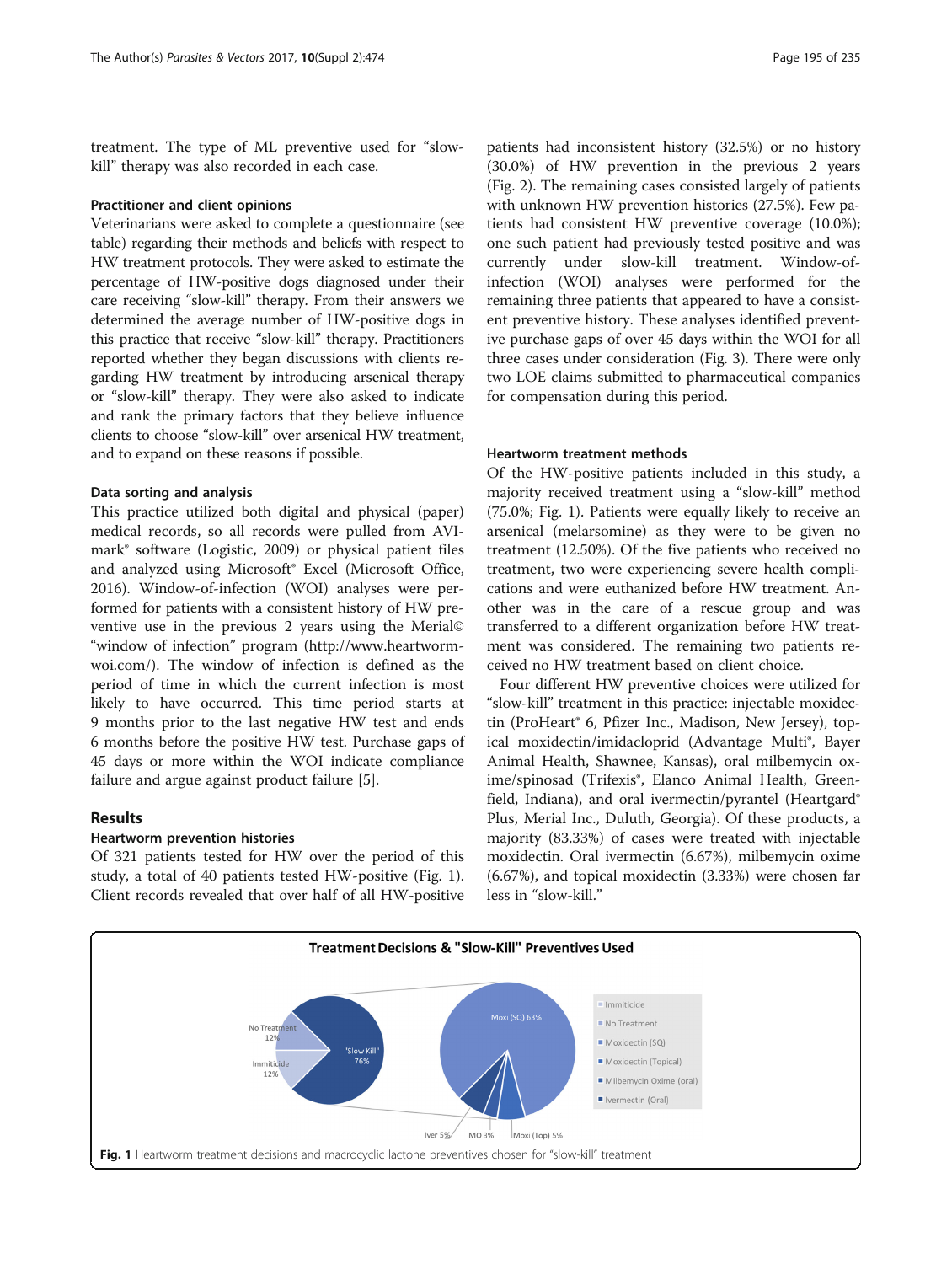treatment. The type of ML preventive used for "slow-kill" therapy was also recorded in each case.

### Practitioner and client opinions

Veterinarians were asked to complete a questionnaire (see table) regarding their methods and beliefs with respect to HW treatment protocols. They were asked to estimate the percentage of HW-positive dogs diagnosed under their care receiving "slow-kill" therapy. From their answers we determined the average number of HW-positive dogs in this practice that receive "slow-kill" therapy. Practitioners reported whether they began discussions with clients regarding HW treatment by introducing arsenical therapy or "slow-kill" therapy. They were also asked to indicate and rank the primary factors that they believe influence clients to choose "slow-kill" over arsenical HW treatment, and to expand on these reasons if possible.

### Data sorting and analysis

This practice utilized both digital and physical (paper) medical records, so all records were pulled from AVImark® software (Logistic, 2009) or physical patient files and analyzed using Microsoft® Excel (Microsoft Office, 2016). Window-of-infection (WOI) analyses were performed for patients with a consistent history of HW preventive use in the previous 2 years using the Merial© "window of infection" program (http://www.heartworm-woi.com/). The window of infection is defined as the period of time in which the current infection is most likely to have occurred. This time period starts at 9 months prior to the last negative HW test and ends 6 months before the positive HW test. Purchase gaps of 45 days or more within the WOI indicate compliance failure and argue against product failure [5].

## Results

### Heartworm prevention histories

Of 321 patients tested for HW over the period of this study, a total of 40 patients tested HW-positive (Fig. 1). Client records revealed that over half of all HW-positive patients had inconsistent history (32.5%) or no history (30.0%) of HW prevention in the previous 2 years (Fig. 2). The remaining cases consisted largely of patients with unknown HW prevention histories (27.5%). Few patients had consistent HW preventive coverage (10.0%); one such patient had previously tested positive and was currently under slow-kill treatment. Window-of-infection (WOI) analyses were performed for the remaining three patients that appeared to have a consistent preventive history. These analyses identified preventive purchase gaps of over 45 days within the WOI for all three cases under consideration (Fig. 3). There were only two LOE claims submitted to pharmaceutical companies for compensation during this period.

### Heartworm treatment methods

Of the HW-positive patients included in this study, a majority received treatment using a "slow-kill" method (75.0%; Fig. 1). Patients were equally likely to receive an arsenical (melarsomine) as they were to be given no treatment (12.50%). Of the five patients who received no treatment, two were experiencing severe health complications and were euthanized before HW treatment. Another was in the care of a rescue group and was transferred to a different organization before HW treatment was considered. The remaining two patients received no HW treatment based on client choice.

Four different HW preventive choices were utilized for "slow-kill" treatment in this practice: injectable moxidectin (ProHeart® 6, Pfizer Inc., Madison, New Jersey), topical moxidectin/imidacloprid (Advantage Multi®, Bayer Animal Health, Shawnee, Kansas), oral milbemycin oxime/spinosad (Trifexis®, Elanco Animal Health, Greenfield, Indiana), and oral ivermectin/pyrantel (Heartgard® Plus, Merial Inc., Duluth, Georgia). Of these products, a majority (83.33%) of cases were treated with injectable moxidectin. Oral ivermectin (6.67%), milbemycin oxime (6.67%), and topical moxidectin (3.33%) were chosen far less in "slow-kill."

**Fig. 1** Heartworm treatment decisions and macrocyclic lactone preventives chosen for "slow-kill" treatment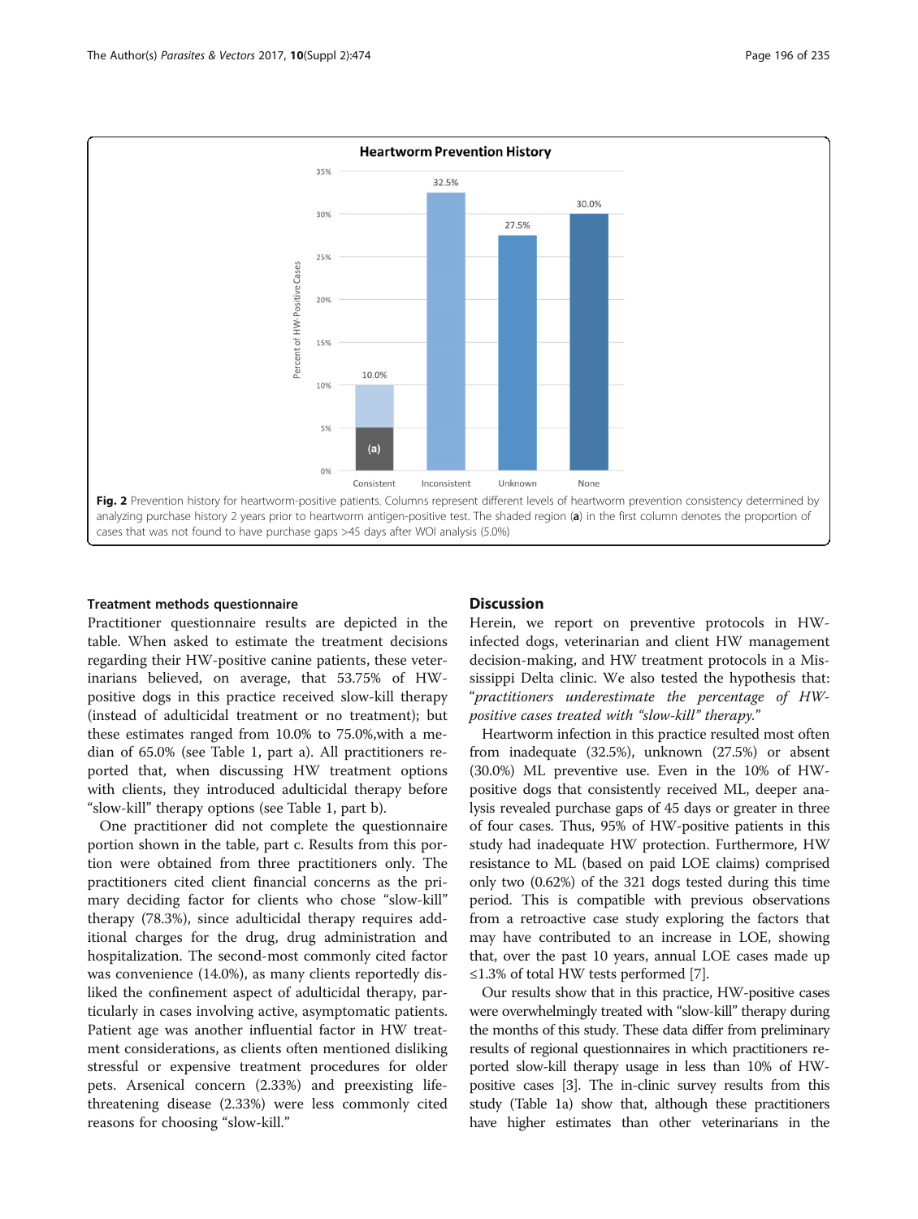**Fig. 2** Prevention history for heartworm-positive patients. Columns represent different levels of heartworm prevention consistency determined by analyzing purchase history 2 years prior to heartworm antigen-positive test. The shaded region (**a**) in the first column denotes the proportion of cases that was not found to have purchase gaps >45 days after WOI analysis (5.0%)

#### Treatment methods questionnaire

Practitioner questionnaire results are depicted in the table. When asked to estimate the treatment decisions regarding their HW-positive canine patients, these veterinarians believed, on average, that 53.75% of HW-positive dogs in this practice received slow-kill therapy (instead of adulticidal treatment or no treatment); but these estimates ranged from 10.0% to 75.0%,with a median of 65.0% (see Table 1, part a). All practitioners reported that, when discussing HW treatment options with clients, they introduced adulticidal therapy before "slow-kill" therapy options (see Table 1, part b).

One practitioner did not complete the questionnaire portion shown in the table, part c. Results from this portion were obtained from three practitioners only. The practitioners cited client financial concerns as the primary deciding factor for clients who chose "slow-kill" therapy (78.3%), since adulticidal therapy requires additional charges for the drug, drug administration and hospitalization. The second-most commonly cited factor was convenience (14.0%), as many clients reportedly disliked the confinement aspect of adulticidal therapy, particularly in cases involving active, asymptomatic patients. Patient age was another influential factor in HW treatment considerations, as clients often mentioned disliking stressful or expensive treatment procedures for older pets. Arsenical concern (2.33%) and preexisting life-threatening disease (2.33%) were less commonly cited reasons for choosing "slow-kill."

## Discussion

Herein, we report on preventive protocols in HW-infected dogs, veterinarian and client HW management decision-making, and HW treatment protocols in a Mississippi Delta clinic. We also tested the hypothesis that: "*practitioners underestimate the percentage of HW-positive cases treated with "slow-kill" therapy.*"

Heartworm infection in this practice resulted most often from inadequate (32.5%), unknown (27.5%) or absent (30.0%) ML preventive use. Even in the 10% of HW-positive dogs that consistently received ML, deeper analysis revealed purchase gaps of 45 days or greater in three of four cases. Thus, 95% of HW-positive patients in this study had inadequate HW protection. Furthermore, HW resistance to ML (based on paid LOE claims) comprised only two (0.62%) of the 321 dogs tested during this time period. This is compatible with previous observations from a retroactive case study exploring the factors that may have contributed to an increase in LOE, showing that, over the past 10 years, annual LOE cases made up ≤1.3% of total HW tests performed [7].

Our results show that in this practice, HW-positive cases were overwhelmingly treated with "slow-kill" therapy during the months of this study. These data differ from preliminary results of regional questionnaires in which practitioners reported slow-kill therapy usage in less than 10% of HW-positive cases [3]. The in-clinic survey results from this study (Table 1a) show that, although these practitioners have higher estimates than other veterinarians in the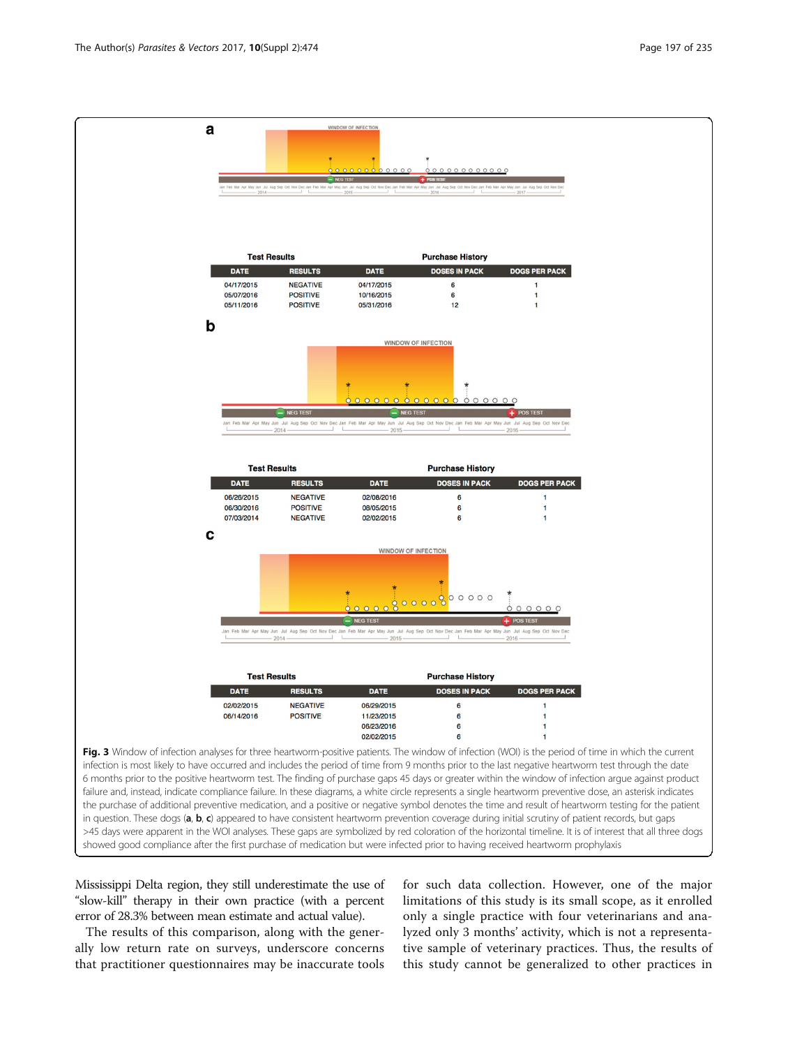**a**

**Test Results**

| DATE | RESULTS |
| --- | --- |
| 04/17/2015 | NEGATIVE |
| 05/07/2016 | POSITIVE |
| 05/11/2016 | POSITIVE |

**Purchase History**

| DATE | DOSES IN PACK | DOGS PER PACK |
| --- | --- | --- |
| 04/17/2015 | 6 | 1 |
| 10/16/2015 | 6 | 1 |
| 05/31/2016 | 12 | 1 |

**b**

**Test Results**

| DATE | RESULTS |
| --- | --- |
| 06/26/2015 | NEGATIVE |
| 06/30/2016 | POSITIVE |
| 07/03/2014 | NEGATIVE |

**Purchase History**

| DATE | DOSES IN PACK | DOGS PER PACK |
| --- | --- | --- |
| 02/08/2016 | 6 | 1 |
| 08/05/2015 | 6 | 1 |
| 02/02/2015 | 6 | 1 |

**c**

**Test Results**

| DATE | RESULTS |
| --- | --- |
| 02/02/2015 | NEGATIVE |
| 06/14/2016 | POSITIVE |

**Purchase History**

| DATE | DOSES IN PACK | DOGS PER PACK |
| --- | --- | --- |
| 06/29/2015 | 6 | 1 |
| 11/23/2015 | 6 | 1 |
| 06/23/2016 | 6 | 1 |
| 02/02/2015 | 6 | 1 |

**Fig. 3** Window of infection analyses for three heartworm-positive patients. The window of infection (WOI) is the period of time in which the current infection is most likely to have occurred and includes the period of time from 9 months prior to the last negative heartworm test through the date 6 months prior to the positive heartworm test. The finding of purchase gaps 45 days or greater within the window of infection argue against product failure and, instead, indicate compliance failure. In these diagrams, a white circle represents a single heartworm preventive dose, an asterisk indicates the purchase of additional preventive medication, and a positive or negative symbol denotes the time and result of heartworm testing for the patient in question. These dogs (**a**, **b**, **c**) appeared to have consistent heartworm prevention coverage during initial scrutiny of patient records, but gaps >45 days were apparent in the WOI analyses. These gaps are symbolized by red coloration of the horizontal timeline. It is of interest that all three dogs showed good compliance after the first purchase of medication but were infected prior to having received heartworm prophylaxis

Mississippi Delta region, they still underestimate the use of "slow-kill" therapy in their own practice (with a percent error of 28.3% between mean estimate and actual value).

The results of this comparison, along with the generally low return rate on surveys, underscore concerns that practitioner questionnaires may be inaccurate tools for such data collection. However, one of the major limitations of this study is its small scope, as it enrolled only a single practice with four veterinarians and analyzed only 3 months' activity, which is not a representative sample of veterinary practices. Thus, the results of this study cannot be generalized to other practices in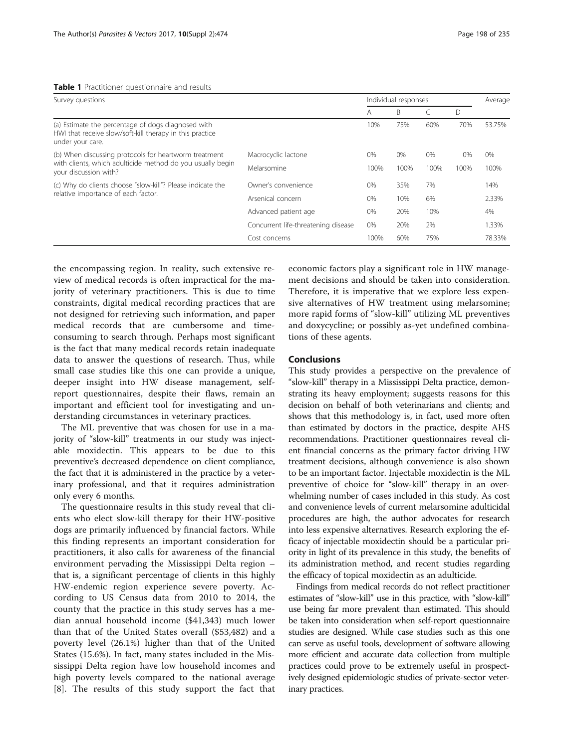**Table 1** Practitioner questionnaire and results

| Survey questions | | Individual responses | | | | Average |
|---|---|---|---|---|---|---|
| | | A | B | C | D | |
| (a) Estimate the percentage of dogs diagnosed with HWI that receive slow/soft-kill therapy in this practice under your care. | | 10% | 75% | 60% | 70% | 53.75% |
| (b) When discussing protocols for heartworm treatment with clients, which adulticide method do you usually begin your discussion with? | Macrocyclic lactone | 0% | 0% | 0% | 0% | 0% |
| | Melarsomine | 100% | 100% | 100% | 100% | 100% |
| (c) Why do clients choose "slow-kill"? Please indicate the relative importance of each factor. | Owner's convenience | 0% | 35% | 7% | | 14% |
| | Arsenical concern | 0% | 10% | 6% | | 2.33% |
| | Advanced patient age | 0% | 20% | 10% | | 4% |
| | Concurrent life-threatening disease | 0% | 20% | 2% | | 1.33% |
| | Cost concerns | 100% | 60% | 75% | | 78.33% |

the encompassing region. In reality, such extensive review of medical records is often impractical for the majority of veterinary practitioners. This is due to time constraints, digital medical recording practices that are not designed for retrieving such information, and paper medical records that are cumbersome and time-consuming to search through. Perhaps most significant is the fact that many medical records retain inadequate data to answer the questions of research. Thus, while small case studies like this one can provide a unique, deeper insight into HW disease management, self-report questionnaires, despite their flaws, remain an important and efficient tool for investigating and understanding circumstances in veterinary practices.

The ML preventive that was chosen for use in a majority of "slow-kill" treatments in our study was injectable moxidectin. This appears to be due to this preventive's decreased dependence on client compliance, the fact that it is administered in the practice by a veterinary professional, and that it requires administration only every 6 months.

The questionnaire results in this study reveal that clients who elect slow-kill therapy for their HW-positive dogs are primarily influenced by financial factors. While this finding represents an important consideration for practitioners, it also calls for awareness of the financial environment pervading the Mississippi Delta region – that is, a significant percentage of clients in this highly HW-endemic region experience severe poverty. According to US Census data from 2010 to 2014, the county that the practice in this study serves has a median annual household income ($41,343) much lower than that of the United States overall ($53,482) and a poverty level (26.1%) higher than that of the United States (15.6%). In fact, many states included in the Mississippi Delta region have low household incomes and high poverty levels compared to the national average [8]. The results of this study support the fact that economic factors play a significant role in HW management decisions and should be taken into consideration. Therefore, it is imperative that we explore less expensive alternatives of HW treatment using melarsomine; more rapid forms of "slow-kill" utilizing ML preventives and doxycycline; or possibly as-yet undefined combinations of these agents.

## Conclusions

This study provides a perspective on the prevalence of "slow-kill" therapy in a Mississippi Delta practice, demonstrating its heavy employment; suggests reasons for this decision on behalf of both veterinarians and clients; and shows that this methodology is, in fact, used more often than estimated by doctors in the practice, despite AHS recommendations. Practitioner questionnaires reveal client financial concerns as the primary factor driving HW treatment decisions, although convenience is also shown to be an important factor. Injectable moxidectin is the ML preventive of choice for "slow-kill" therapy in an overwhelming number of cases included in this study. As cost and convenience levels of current melarsomine adulticidal procedures are high, the author advocates for research into less expensive alternatives. Research exploring the efficacy of injectable moxidectin should be a particular priority in light of its prevalence in this study, the benefits of its administration method, and recent studies regarding the efficacy of topical moxidectin as an adulticide.

Findings from medical records do not reflect practitioner estimates of "slow-kill" use in this practice, with "slow-kill" use being far more prevalent than estimated. This should be taken into consideration when self-report questionnaire studies are designed. While case studies such as this one can serve as useful tools, development of software allowing more efficient and accurate data collection from multiple practices could prove to be extremely useful in prospectively designed epidemiologic studies of private-sector veterinary practices.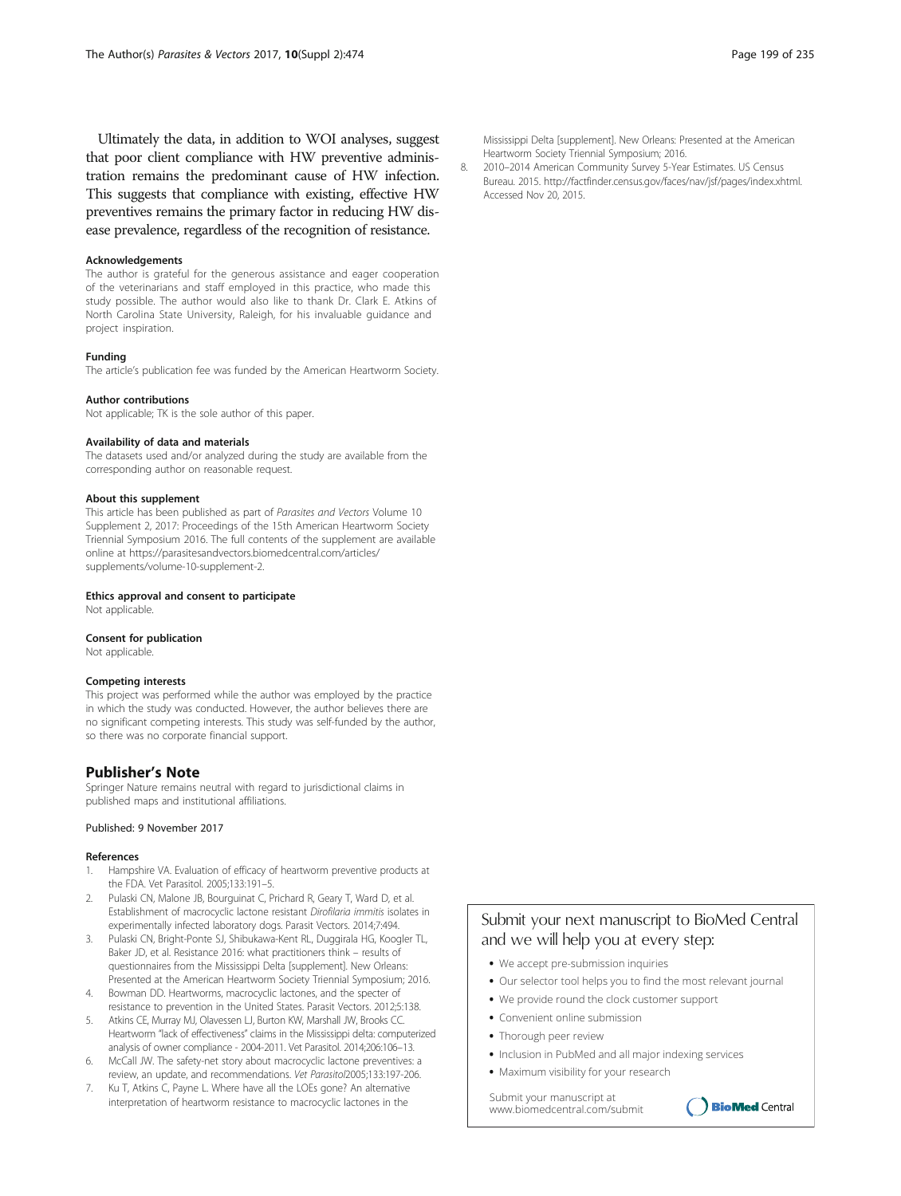Ultimately the data, in addition to WOI analyses, suggest that poor client compliance with HW preventive administration remains the predominant cause of HW infection. This suggests that compliance with existing, effective HW preventives remains the primary factor in reducing HW disease prevalence, regardless of the recognition of resistance.

#### Acknowledgements

The author is grateful for the generous assistance and eager cooperation of the veterinarians and staff employed in this practice, who made this study possible. The author would also like to thank Dr. Clark E. Atkins of North Carolina State University, Raleigh, for his invaluable guidance and project inspiration.

#### Funding

The article's publication fee was funded by the American Heartworm Society.

#### Author contributions

Not applicable; TK is the sole author of this paper.

#### Availability of data and materials

The datasets used and/or analyzed during the study are available from the corresponding author on reasonable request.

#### About this supplement

This article has been published as part of *Parasites and Vectors* Volume 10 Supplement 2, 2017: Proceedings of the 15th American Heartworm Society Triennial Symposium 2016. The full contents of the supplement are available online at https://parasitesandvectors.biomedcentral.com/articles/supplements/volume-10-supplement-2.

#### Ethics approval and consent to participate

Not applicable.

#### Consent for publication

Not applicable.

#### Competing interests

This project was performed while the author was employed by the practice in which the study was conducted. However, the author believes there are no significant competing interests. This study was self-funded by the author, so there was no corporate financial support.

### Publisher's Note

Springer Nature remains neutral with regard to jurisdictional claims in published maps and institutional affiliations.

Published: 9 November 2017

#### References

1. Hampshire VA. Evaluation of efficacy of heartworm preventive products at the FDA. Vet Parasitol. 2005;133:191–5.
2. Pulaski CN, Malone JB, Bourguinat C, Prichard R, Geary T, Ward D, et al. Establishment of macrocyclic lactone resistant *Dirofilaria immitis* isolates in experimentally infected laboratory dogs. Parasit Vectors. 2014;7:494.
3. Pulaski CN, Bright-Ponte SJ, Shibukawa-Kent RL, Duggirala HG, Koogler TL, Baker JD, et al. Resistance 2016: what practitioners think – results of questionnaires from the Mississippi Delta [supplement]. New Orleans: Presented at the American Heartworm Society Triennial Symposium; 2016.
4. Bowman DD. Heartworms, macrocyclic lactones, and the specter of resistance to prevention in the United States. Parasit Vectors. 2012;5:138.
5. Atkins CE, Murray MJ, Olavessen LJ, Burton KW, Marshall JW, Brooks CC. Heartworm "lack of effectiveness" claims in the Mississippi delta: computerized analysis of owner compliance - 2004-2011. Vet Parasitol. 2014;206:106–13.
6. McCall JW. The safety-net story about macrocyclic lactone preventives: a review, an update, and recommendations. *Vet Parasitol*2005;133:197-206.
7. Ku T, Atkins C, Payne L. Where have all the LOEs gone? An alternative interpretation of heartworm resistance to macrocyclic lactones in the Mississippi Delta [supplement]. New Orleans: Presented at the American Heartworm Society Triennial Symposium; 2016.
8. 2010–2014 American Community Survey 5-Year Estimates. US Census Bureau. 2015. http://factfinder.census.gov/faces/nav/jsf/pages/index.xhtml. Accessed Nov 20, 2015.

Submit your next manuscript to BioMed Central and we will help you at every step:

- We accept pre-submission inquiries
- Our selector tool helps you to find the most relevant journal
- We provide round the clock customer support
- Convenient online submission
- Thorough peer review
- Inclusion in PubMed and all major indexing services
- Maximum visibility for your research

Submit your manuscript at www.biomedcentral.com/submit

BioMed Central